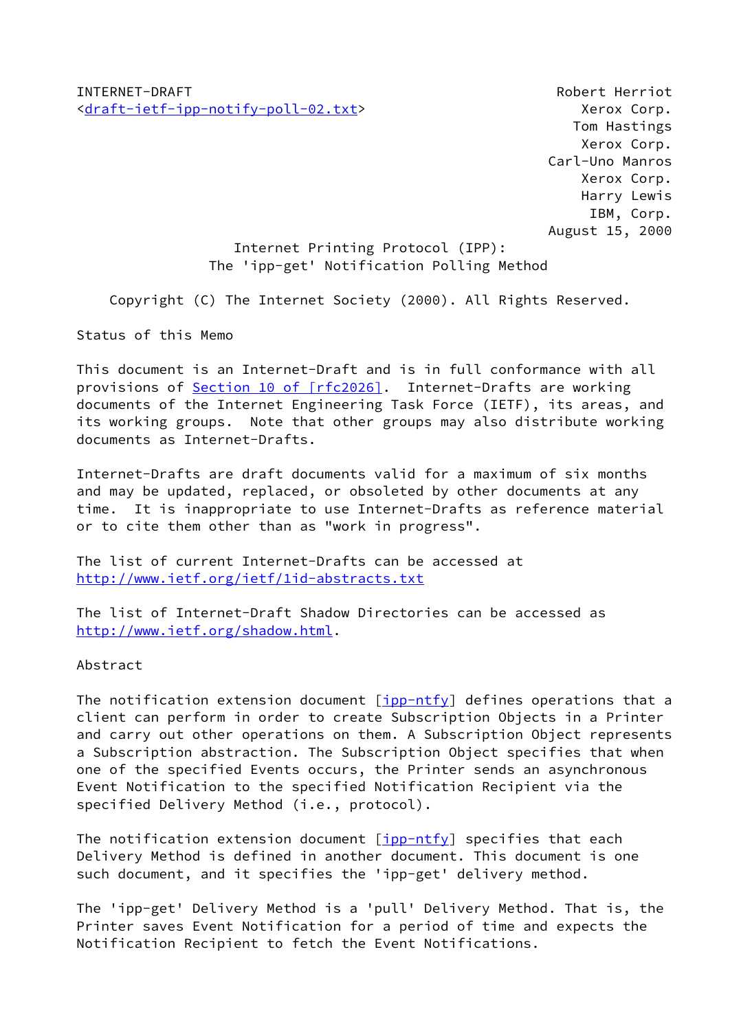INTERNET-DRAFT
<draft-ietf-ipp-notify-poll-02.txt>

Robert Herriot
Xerox Corp.
Tom Hastings
Xerox Corp.
Carl-Uno Manros
Xerox Corp.
Harry Lewis
IBM, Corp.
August 15, 2000

# Internet Printing Protocol (IPP): The 'ipp-get' Notification Polling Method

Copyright (C) The Internet Society (2000). All Rights Reserved.

## Status of this Memo

This document is an Internet-Draft and is in full conformance with all provisions of Section 10 of [rfc2026]. Internet-Drafts are working documents of the Internet Engineering Task Force (IETF), its areas, and its working groups. Note that other groups may also distribute working documents as Internet-Drafts.

Internet-Drafts are draft documents valid for a maximum of six months and may be updated, replaced, or obsoleted by other documents at any time. It is inappropriate to use Internet-Drafts as reference material or to cite them other than as "work in progress".

The list of current Internet-Drafts can be accessed at http://www.ietf.org/ietf/1id-abstracts.txt

The list of Internet-Draft Shadow Directories can be accessed as http://www.ietf.org/shadow.html.

## Abstract

The notification extension document [ipp-ntfy] defines operations that a client can perform in order to create Subscription Objects in a Printer and carry out other operations on them. A Subscription Object represents a Subscription abstraction. The Subscription Object specifies that when one of the specified Events occurs, the Printer sends an asynchronous Event Notification to the specified Notification Recipient via the specified Delivery Method (i.e., protocol).

The notification extension document [ipp-ntfy] specifies that each Delivery Method is defined in another document. This document is one such document, and it specifies the 'ipp-get' delivery method.

The 'ipp-get' Delivery Method is a 'pull' Delivery Method. That is, the Printer saves Event Notification for a period of time and expects the Notification Recipient to fetch the Event Notifications.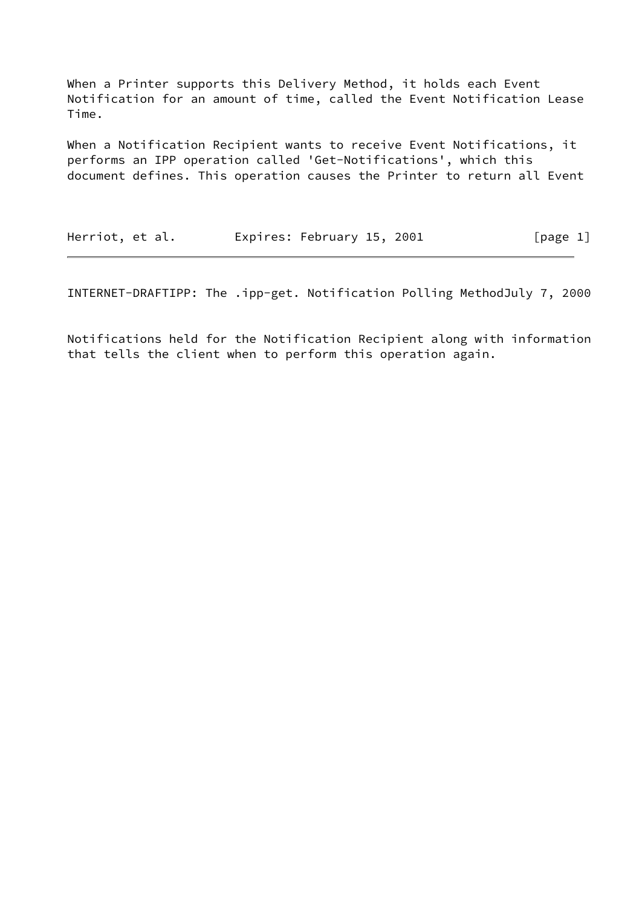When a Printer supports this Delivery Method, it holds each Event Notification for an amount of time, called the Event Notification Lease Time.

When a Notification Recipient wants to receive Event Notifications, it performs an IPP operation called 'Get-Notifications', which this document defines. This operation causes the Printer to return all Event Notifications held for the Notification Recipient along with information that tells the client when to perform this operation again.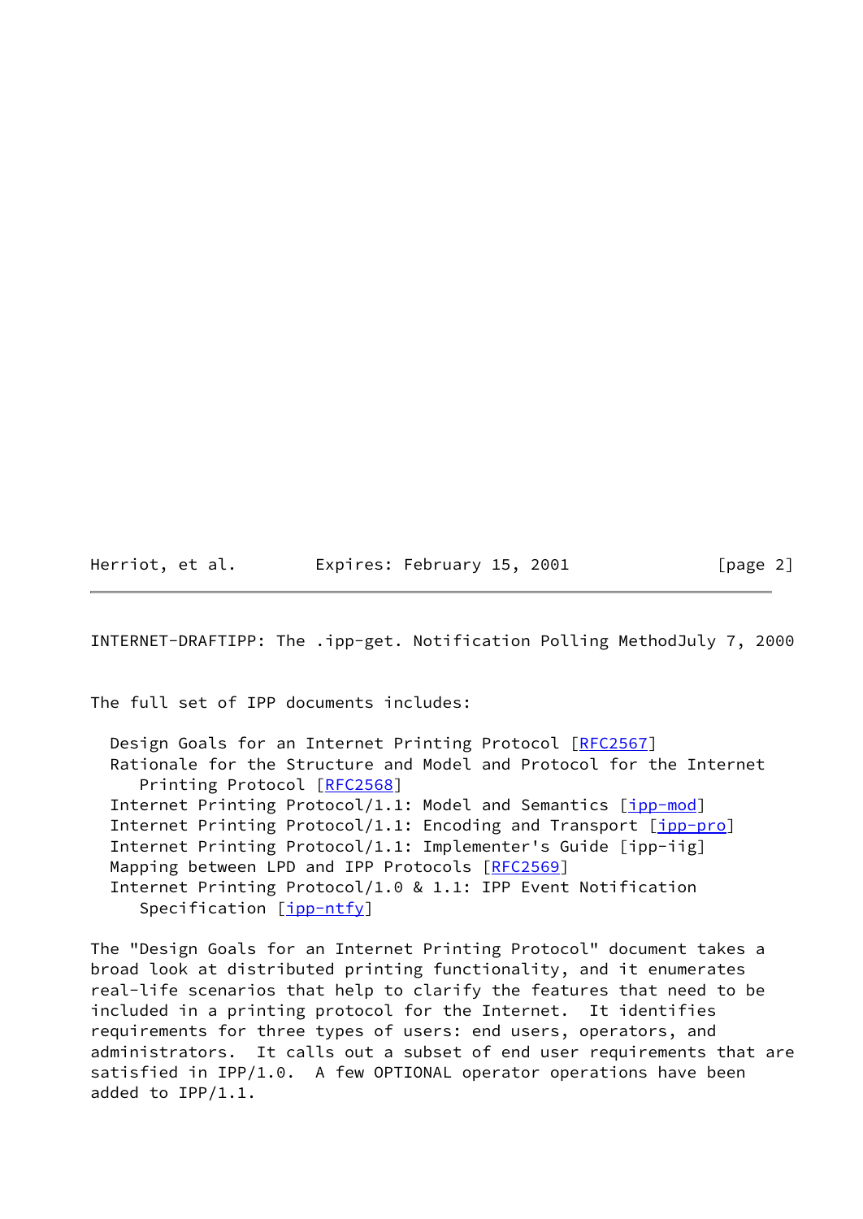The full set of IPP documents includes:

- Design Goals for an Internet Printing Protocol [RFC2567]
- Rationale for the Structure and Model and Protocol for the Internet Printing Protocol [RFC2568]
- Internet Printing Protocol/1.1: Model and Semantics [ipp-mod]
- Internet Printing Protocol/1.1: Encoding and Transport [ipp-pro]
- Internet Printing Protocol/1.1: Implementer's Guide [ipp-iig]
- Mapping between LPD and IPP Protocols [RFC2569]
- Internet Printing Protocol/1.0 & 1.1: IPP Event Notification Specification [ipp-ntfy]

The "Design Goals for an Internet Printing Protocol" document takes a broad look at distributed printing functionality, and it enumerates real-life scenarios that help to clarify the features that need to be included in a printing protocol for the Internet. It identifies requirements for three types of users: end users, operators, and administrators. It calls out a subset of end user requirements that are satisfied in IPP/1.0. A few OPTIONAL operator operations have been added to IPP/1.1.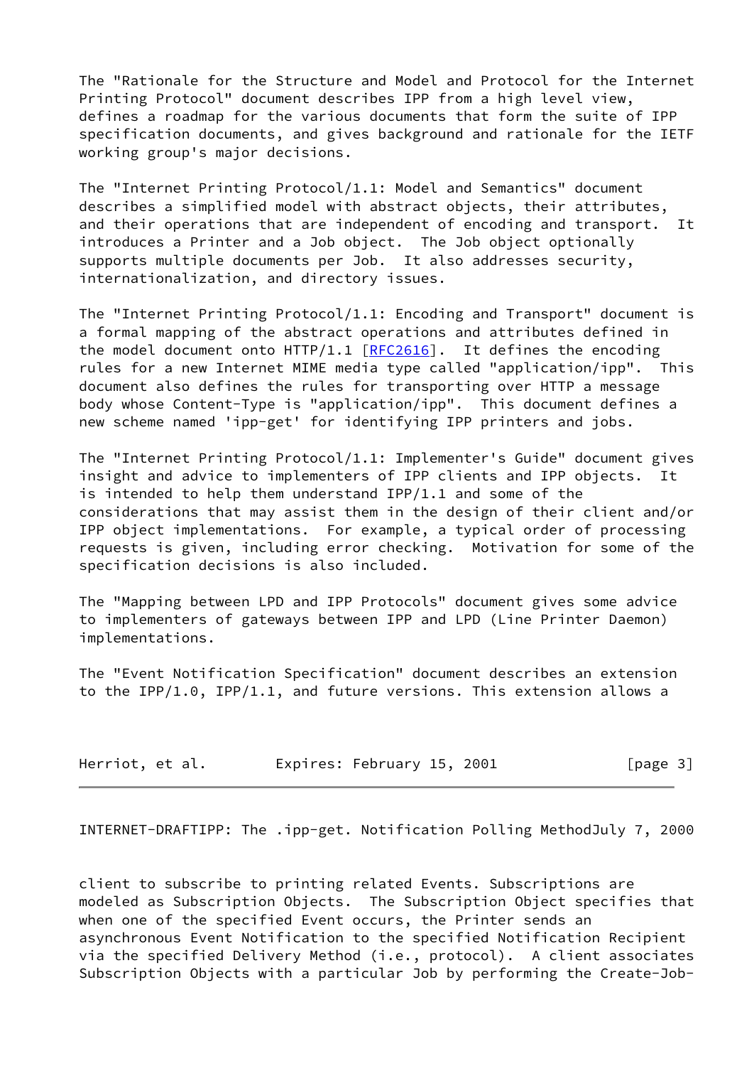The "Rationale for the Structure and Model and Protocol for the Internet Printing Protocol" document describes IPP from a high level view, defines a roadmap for the various documents that form the suite of IPP specification documents, and gives background and rationale for the IETF working group's major decisions.

The "Internet Printing Protocol/1.1: Model and Semantics" document describes a simplified model with abstract objects, their attributes, and their operations that are independent of encoding and transport. It introduces a Printer and a Job object. The Job object optionally supports multiple documents per Job. It also addresses security, internationalization, and directory issues.

The "Internet Printing Protocol/1.1: Encoding and Transport" document is a formal mapping of the abstract operations and attributes defined in the model document onto HTTP/1.1 [RFC2616]. It defines the encoding rules for a new Internet MIME media type called "application/ipp". This document also defines the rules for transporting over HTTP a message body whose Content-Type is "application/ipp". This document defines a new scheme named 'ipp-get' for identifying IPP printers and jobs.

The "Internet Printing Protocol/1.1: Implementer's Guide" document gives insight and advice to implementers of IPP clients and IPP objects. It is intended to help them understand IPP/1.1 and some of the considerations that may assist them in the design of their client and/or IPP object implementations. For example, a typical order of processing requests is given, including error checking. Motivation for some of the specification decisions is also included.

The "Mapping between LPD and IPP Protocols" document gives some advice to implementers of gateways between IPP and LPD (Line Printer Daemon) implementations.

The "Event Notification Specification" document describes an extension to the IPP/1.0, IPP/1.1, and future versions. This extension allows a client to subscribe to printing related Events. Subscriptions are modeled as Subscription Objects. The Subscription Object specifies that when one of the specified Event occurs, the Printer sends an asynchronous Event Notification to the specified Notification Recipient via the specified Delivery Method (i.e., protocol). A client associates Subscription Objects with a particular Job by performing the Create-Job-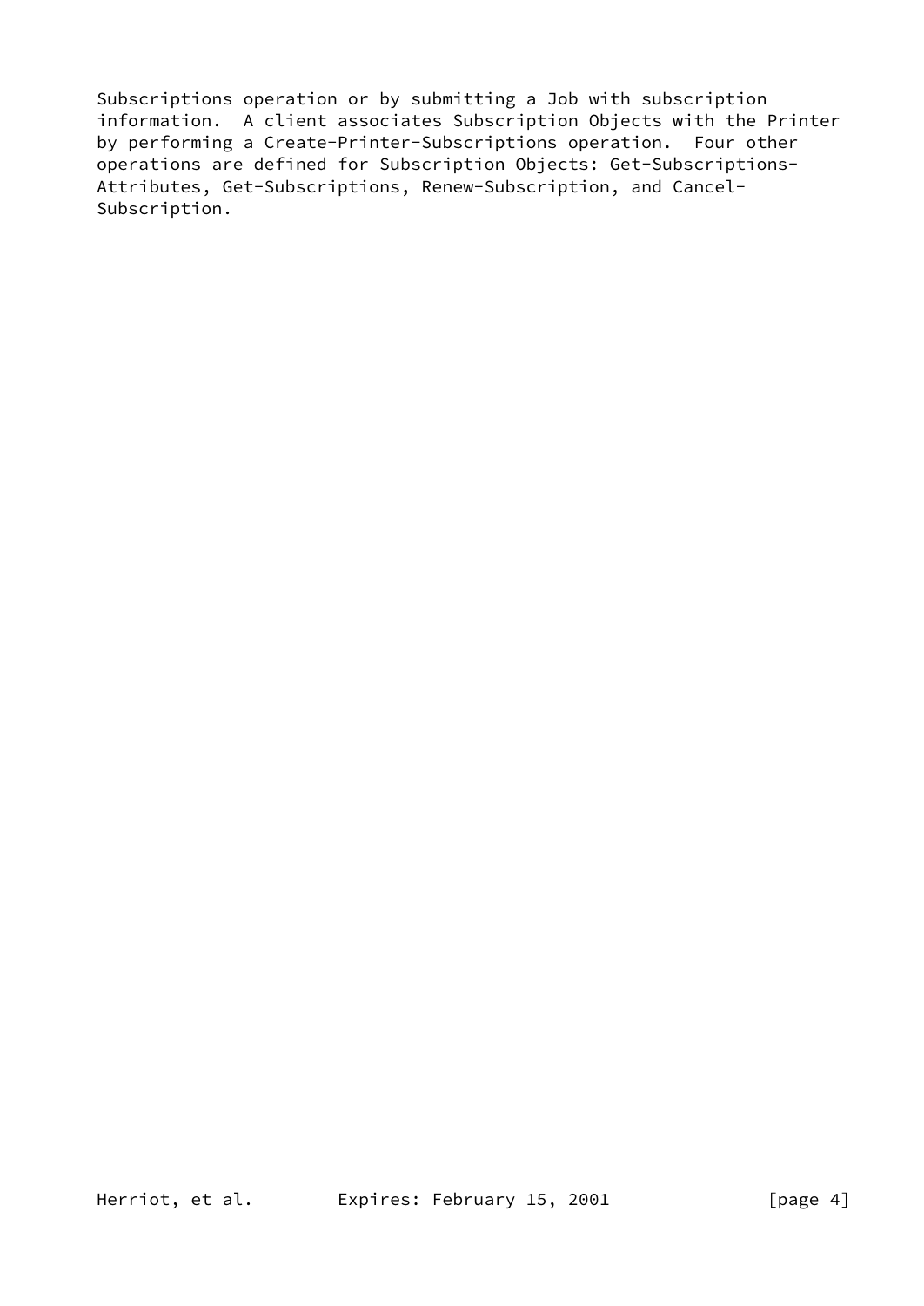Subscriptions operation or by submitting a Job with subscription information. A client associates Subscription Objects with the Printer by performing a Create-Printer-Subscriptions operation. Four other operations are defined for Subscription Objects: Get-Subscriptions-Attributes, Get-Subscriptions, Renew-Subscription, and Cancel-Subscription.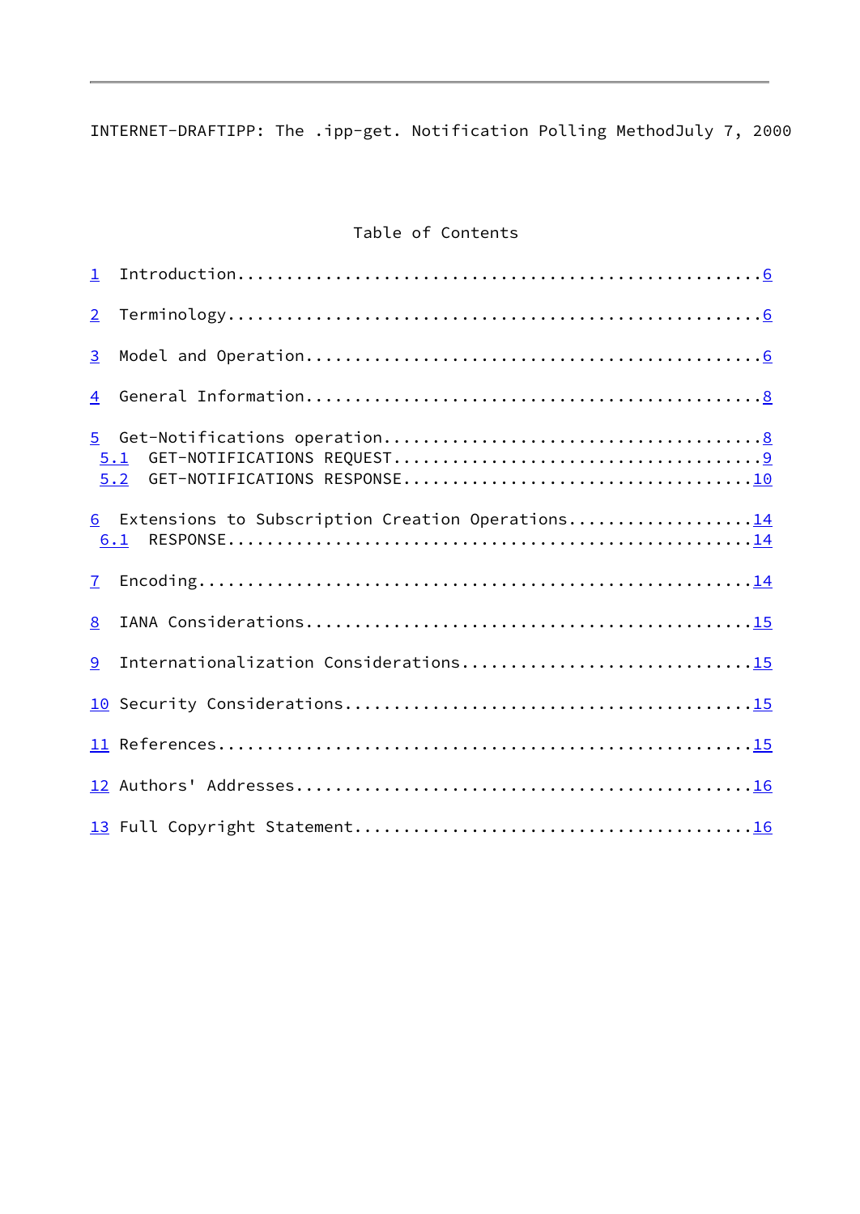## Table of Contents

1 Introduction......................................................6

2 Terminology.......................................................6

3 Model and Operation...............................................6

4 General Information...............................................8

5 Get-Notifications operation.......................................8
  5.1 GET-NOTIFICATIONS REQUEST.....................................9
  5.2 GET-NOTIFICATIONS RESPONSE...................................10

6 Extensions to Subscription Creation Operations...................14
  6.1 RESPONSE.....................................................14

7 Encoding.........................................................14

8 IANA Considerations..............................................15

9 Internationalization Considerations..............................15

10 Security Considerations.........................................15

11 References......................................................15

12 Authors' Addresses..............................................16

13 Full Copyright Statement........................................16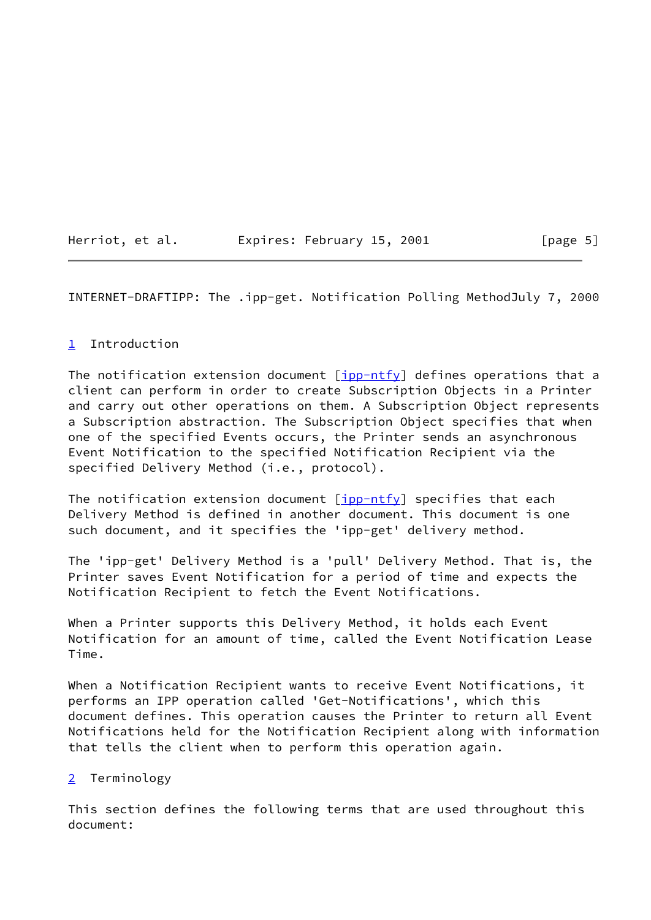## 1 Introduction

The notification extension document [ipp-ntfy] defines operations that a client can perform in order to create Subscription Objects in a Printer and carry out other operations on them. A Subscription Object represents a Subscription abstraction. The Subscription Object specifies that when one of the specified Events occurs, the Printer sends an asynchronous Event Notification to the specified Notification Recipient via the specified Delivery Method (i.e., protocol).

The notification extension document [ipp-ntfy] specifies that each Delivery Method is defined in another document. This document is one such document, and it specifies the 'ipp-get' delivery method.

The 'ipp-get' Delivery Method is a 'pull' Delivery Method. That is, the Printer saves Event Notification for a period of time and expects the Notification Recipient to fetch the Event Notifications.

When a Printer supports this Delivery Method, it holds each Event Notification for an amount of time, called the Event Notification Lease Time.

When a Notification Recipient wants to receive Event Notifications, it performs an IPP operation called 'Get-Notifications', which this document defines. This operation causes the Printer to return all Event Notifications held for the Notification Recipient along with information that tells the client when to perform this operation again.

## 2 Terminology

This section defines the following terms that are used throughout this document: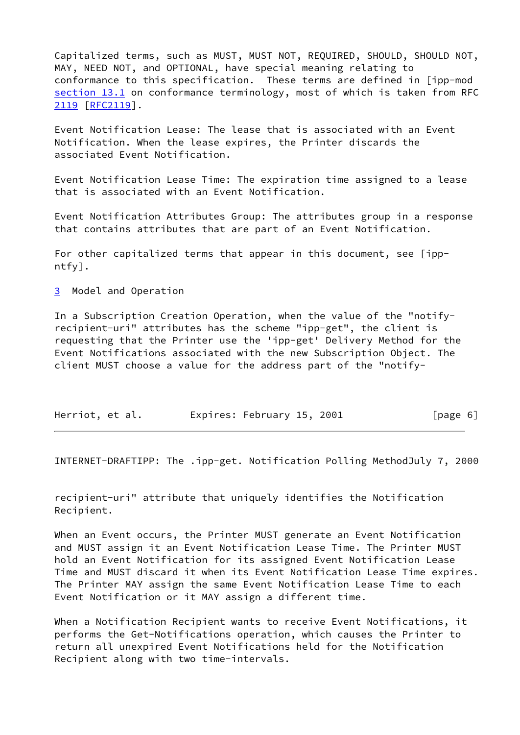Capitalized terms, such as MUST, MUST NOT, REQUIRED, SHOULD, SHOULD NOT, MAY, NEED NOT, and OPTIONAL, have special meaning relating to conformance to this specification. These terms are defined in [ipp-mod section 13.1 on conformance terminology, most of which is taken from RFC 2119 [RFC2119].

Event Notification Lease: The lease that is associated with an Event Notification. When the lease expires, the Printer discards the associated Event Notification.

Event Notification Lease Time: The expiration time assigned to a lease that is associated with an Event Notification.

Event Notification Attributes Group: The attributes group in a response that contains attributes that are part of an Event Notification.

For other capitalized terms that appear in this document, see [ipp-ntfy].

## 3 Model and Operation

In a Subscription Creation Operation, when the value of the "notify-recipient-uri" attributes has the scheme "ipp-get", the client is requesting that the Printer use the 'ipp-get' Delivery Method for the Event Notifications associated with the new Subscription Object. The client MUST choose a value for the address part of the "notify-recipient-uri" attribute that uniquely identifies the Notification Recipient.

When an Event occurs, the Printer MUST generate an Event Notification and MUST assign it an Event Notification Lease Time. The Printer MUST hold an Event Notification for its assigned Event Notification Lease Time and MUST discard it when its Event Notification Lease Time expires. The Printer MAY assign the same Event Notification Lease Time to each Event Notification or it MAY assign a different time.

When a Notification Recipient wants to receive Event Notifications, it performs the Get-Notifications operation, which causes the Printer to return all unexpired Event Notifications held for the Notification Recipient along with two time-intervals.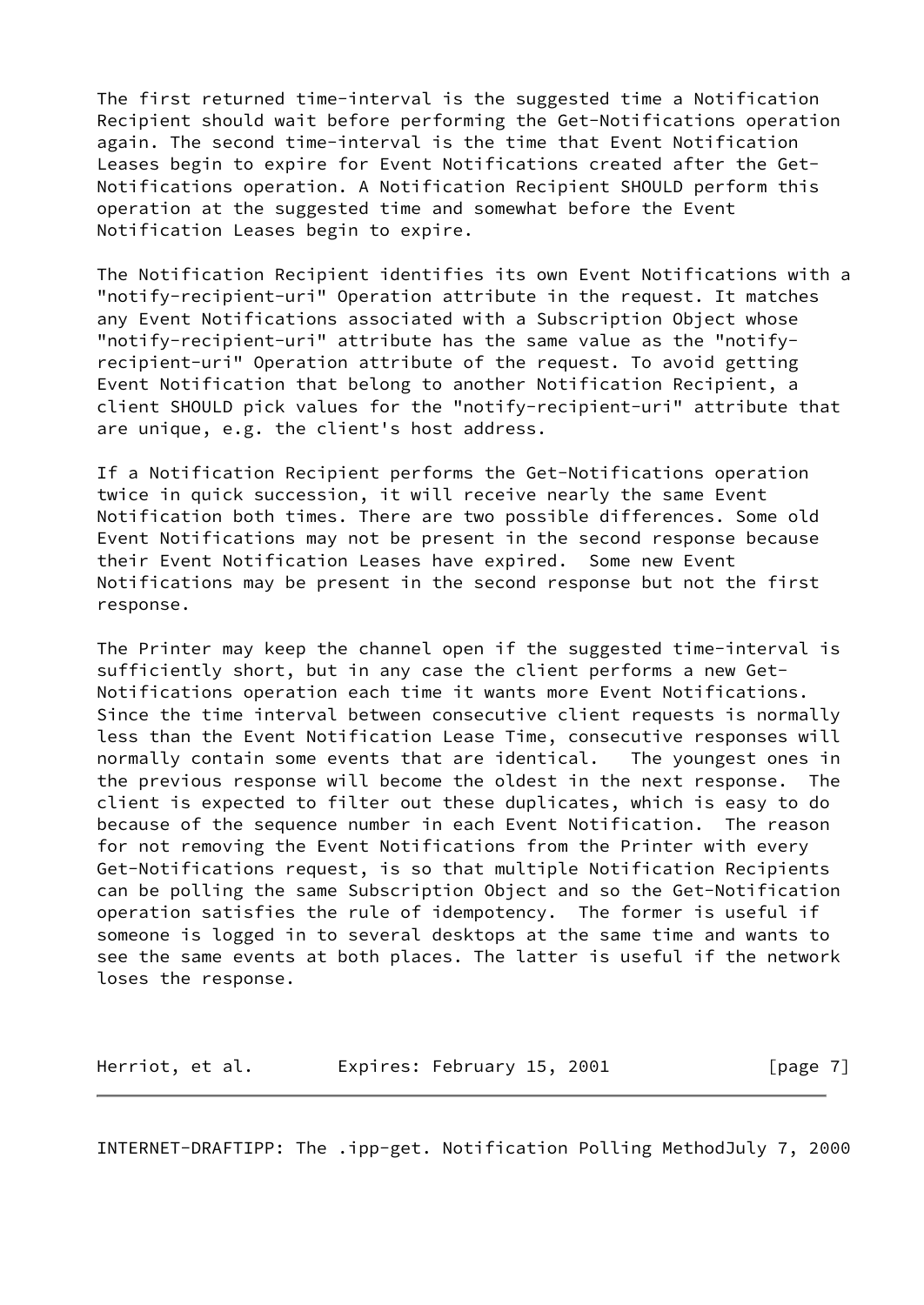The first returned time-interval is the suggested time a Notification Recipient should wait before performing the Get-Notifications operation again. The second time-interval is the time that Event Notification Leases begin to expire for Event Notifications created after the Get-Notifications operation. A Notification Recipient SHOULD perform this operation at the suggested time and somewhat before the Event Notification Leases begin to expire.

The Notification Recipient identifies its own Event Notifications with a "notify-recipient-uri" Operation attribute in the request. It matches any Event Notifications associated with a Subscription Object whose "notify-recipient-uri" attribute has the same value as the "notify-recipient-uri" Operation attribute of the request. To avoid getting Event Notification that belong to another Notification Recipient, a client SHOULD pick values for the "notify-recipient-uri" attribute that are unique, e.g. the client's host address.

If a Notification Recipient performs the Get-Notifications operation twice in quick succession, it will receive nearly the same Event Notification both times. There are two possible differences. Some old Event Notifications may not be present in the second response because their Event Notification Leases have expired. Some new Event Notifications may be present in the second response but not the first response.

The Printer may keep the channel open if the suggested time-interval is sufficiently short, but in any case the client performs a new Get-Notifications operation each time it wants more Event Notifications. Since the time interval between consecutive client requests is normally less than the Event Notification Lease Time, consecutive responses will normally contain some events that are identical. The youngest ones in the previous response will become the oldest in the next response. The client is expected to filter out these duplicates, which is easy to do because of the sequence number in each Event Notification. The reason for not removing the Event Notifications from the Printer with every Get-Notifications request, is so that multiple Notification Recipients can be polling the same Subscription Object and so the Get-Notification operation satisfies the rule of idempotency. The former is useful if someone is logged in to several desktops at the same time and wants to see the same events at both places. The latter is useful if the network loses the response.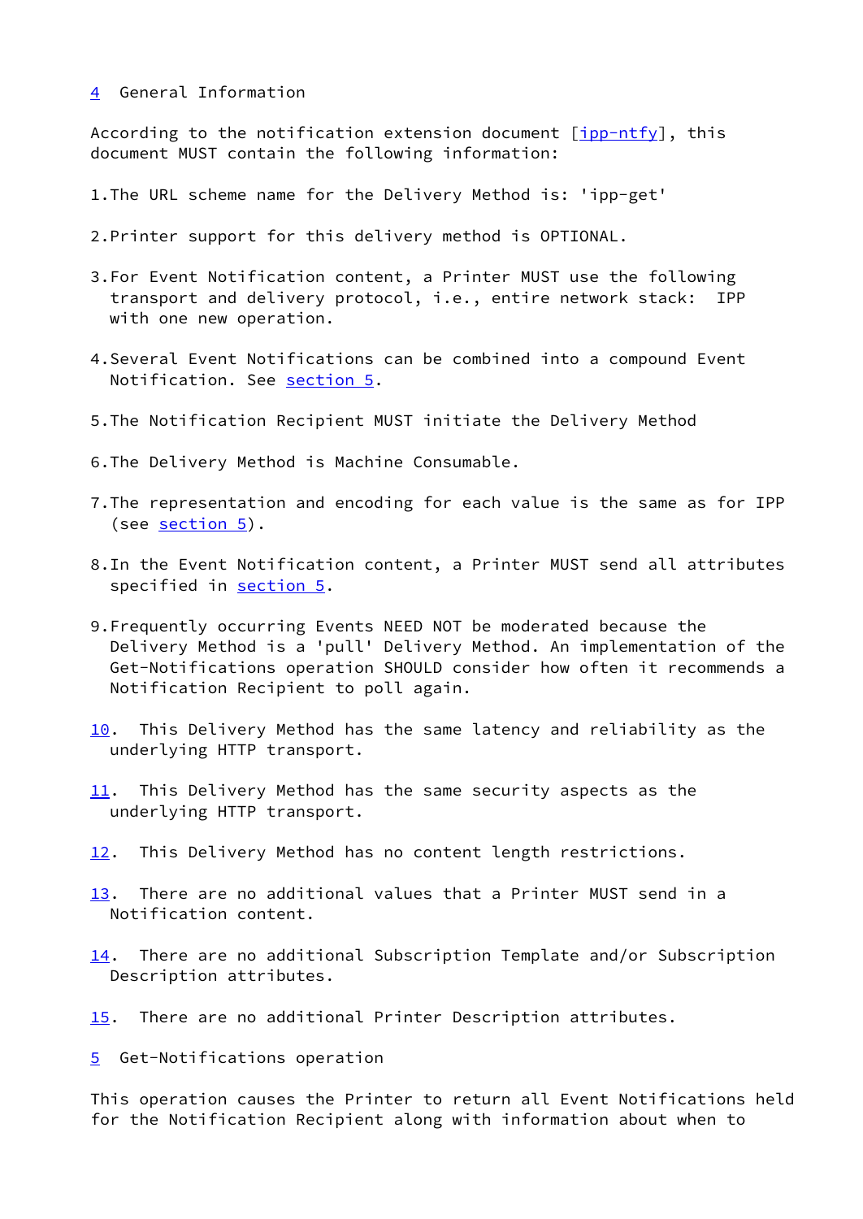## 4 General Information

According to the notification extension document [ipp-ntfy], this document MUST contain the following information:

1. The URL scheme name for the Delivery Method is: 'ipp-get'

2. Printer support for this delivery method is OPTIONAL.

3. For Event Notification content, a Printer MUST use the following transport and delivery protocol, i.e., entire network stack: IPP with one new operation.

4. Several Event Notifications can be combined into a compound Event Notification. See section 5.

5. The Notification Recipient MUST initiate the Delivery Method

6. The Delivery Method is Machine Consumable.

7. The representation and encoding for each value is the same as for IPP (see section 5).

8. In the Event Notification content, a Printer MUST send all attributes specified in section 5.

9. Frequently occurring Events NEED NOT be moderated because the Delivery Method is a 'pull' Delivery Method. An implementation of the Get-Notifications operation SHOULD consider how often it recommends a Notification Recipient to poll again.

10. This Delivery Method has the same latency and reliability as the underlying HTTP transport.

11. This Delivery Method has the same security aspects as the underlying HTTP transport.

12. This Delivery Method has no content length restrictions.

13. There are no additional values that a Printer MUST send in a Notification content.

14. There are no additional Subscription Template and/or Subscription Description attributes.

15. There are no additional Printer Description attributes.

## 5 Get-Notifications operation

This operation causes the Printer to return all Event Notifications held for the Notification Recipient along with information about when to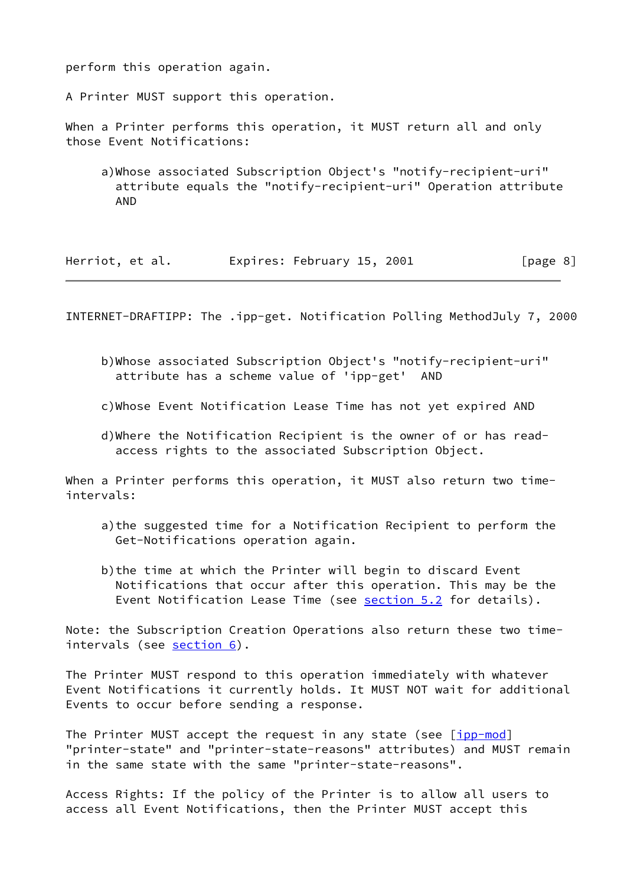perform this operation again.

A Printer MUST support this operation.

When a Printer performs this operation, it MUST return all and only those Event Notifications:

a) Whose associated Subscription Object's "notify-recipient-uri" attribute equals the "notify-recipient-uri" Operation attribute AND

b) Whose associated Subscription Object's "notify-recipient-uri" attribute has a scheme value of 'ipp-get' AND

c) Whose Event Notification Lease Time has not yet expired AND

d) Where the Notification Recipient is the owner of or has read-access rights to the associated Subscription Object.

When a Printer performs this operation, it MUST also return two time-intervals:

a) the suggested time for a Notification Recipient to perform the Get-Notifications operation again.

b) the time at which the Printer will begin to discard Event Notifications that occur after this operation. This may be the Event Notification Lease Time (see section 5.2 for details).

Note: the Subscription Creation Operations also return these two time-intervals (see section 6).

The Printer MUST respond to this operation immediately with whatever Event Notifications it currently holds. It MUST NOT wait for additional Events to occur before sending a response.

The Printer MUST accept the request in any state (see [ipp-mod] "printer-state" and "printer-state-reasons" attributes) and MUST remain in the same state with the same "printer-state-reasons".

Access Rights: If the policy of the Printer is to allow all users to access all Event Notifications, then the Printer MUST accept this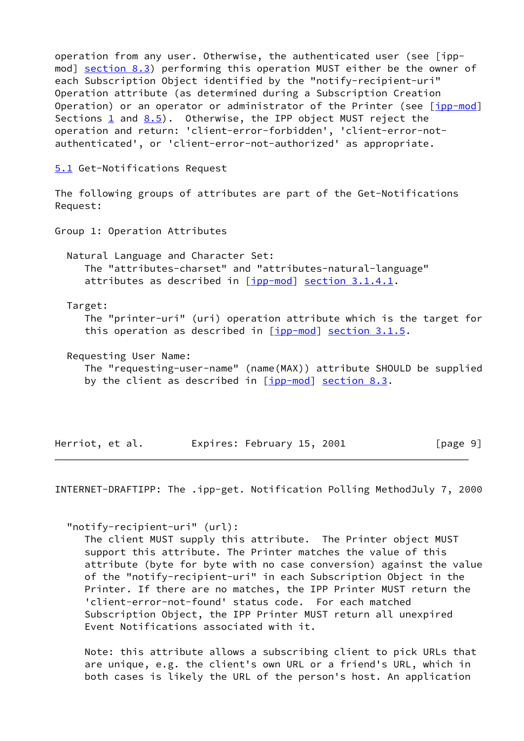operation from any user. Otherwise, the authenticated user (see [ipp-mod] section 8.3) performing this operation MUST either be the owner of each Subscription Object identified by the "notify-recipient-uri" Operation attribute (as determined during a Subscription Creation Operation) or an operator or administrator of the Printer (see [ipp-mod] Sections 1 and 8.5). Otherwise, the IPP object MUST reject the operation and return: 'client-error-forbidden', 'client-error-not-authenticated', or 'client-error-not-authorized' as appropriate.

## 5.1 Get-Notifications Request

The following groups of attributes are part of the Get-Notifications Request:

Group 1: Operation Attributes

Natural Language and Character Set:
The "attributes-charset" and "attributes-natural-language" attributes as described in [ipp-mod] section 3.1.4.1.

Target:
The "printer-uri" (uri) operation attribute which is the target for this operation as described in [ipp-mod] section 3.1.5.

Requesting User Name:
The "requesting-user-name" (name(MAX)) attribute SHOULD be supplied by the client as described in [ipp-mod] section 8.3.

"notify-recipient-uri" (url):
The client MUST supply this attribute. The Printer object MUST support this attribute. The Printer matches the value of this attribute (byte for byte with no case conversion) against the value of the "notify-recipient-uri" in each Subscription Object in the Printer. If there are no matches, the IPP Printer MUST return the 'client-error-not-found' status code. For each matched Subscription Object, the IPP Printer MUST return all unexpired Event Notifications associated with it.

Note: this attribute allows a subscribing client to pick URLs that are unique, e.g. the client's own URL or a friend's URL, which in both cases is likely the URL of the person's host. An application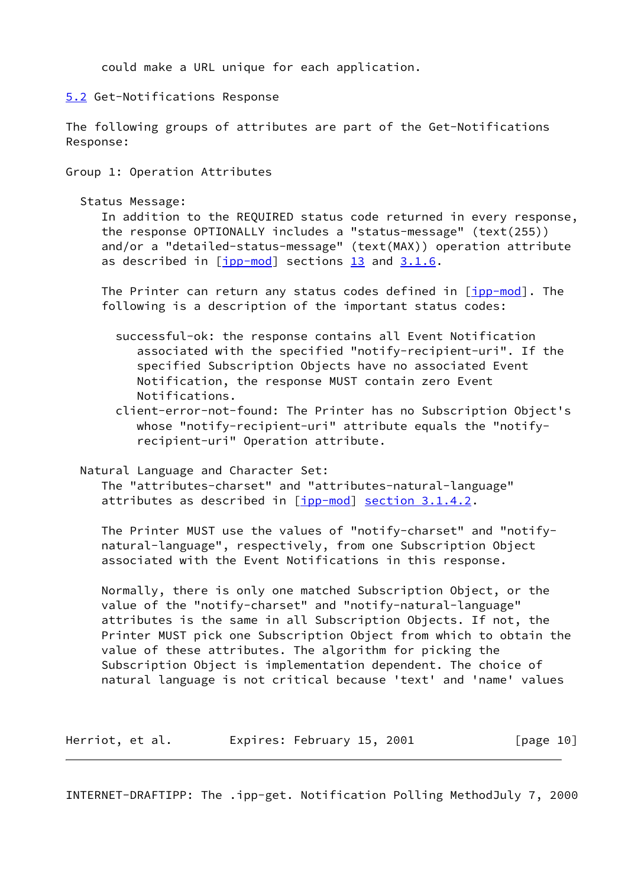could make a URL unique for each application.

## 5.2 Get-Notifications Response

The following groups of attributes are part of the Get-Notifications Response:

Group 1: Operation Attributes

Status Message:

In addition to the REQUIRED status code returned in every response, the response OPTIONALLY includes a "status-message" (text(255)) and/or a "detailed-status-message" (text(MAX)) operation attribute as described in [ipp-mod] sections 13 and 3.1.6.

The Printer can return any status codes defined in [ipp-mod]. The following is a description of the important status codes:

- successful-ok: the response contains all Event Notification associated with the specified "notify-recipient-uri". If the specified Subscription Objects have no associated Event Notification, the response MUST contain zero Event Notifications.
- client-error-not-found: The Printer has no Subscription Object's whose "notify-recipient-uri" attribute equals the "notify-recipient-uri" Operation attribute.

Natural Language and Character Set:

The "attributes-charset" and "attributes-natural-language" attributes as described in [ipp-mod] section 3.1.4.2.

The Printer MUST use the values of "notify-charset" and "notify-natural-language", respectively, from one Subscription Object associated with the Event Notifications in this response.

Normally, there is only one matched Subscription Object, or the value of the "notify-charset" and "notify-natural-language" attributes is the same in all Subscription Objects. If not, the Printer MUST pick one Subscription Object from which to obtain the value of these attributes. The algorithm for picking the Subscription Object is implementation dependent. The choice of natural language is not critical because 'text' and 'name' values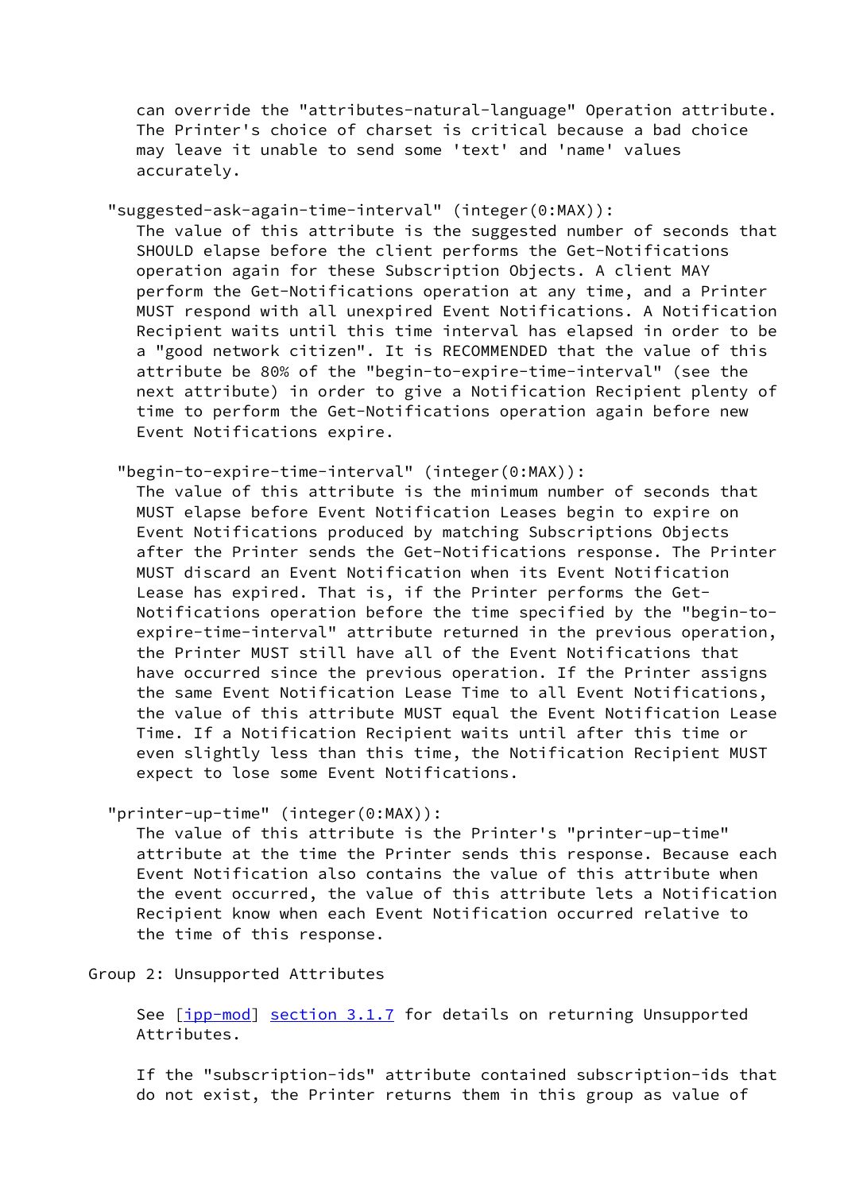can override the "attributes-natural-language" Operation attribute. The Printer's choice of charset is critical because a bad choice may leave it unable to send some 'text' and 'name' values accurately.

"suggested-ask-again-time-interval" (integer(0:MAX)):
The value of this attribute is the suggested number of seconds that SHOULD elapse before the client performs the Get-Notifications operation again for these Subscription Objects. A client MAY perform the Get-Notifications operation at any time, and a Printer MUST respond with all unexpired Event Notifications. A Notification Recipient waits until this time interval has elapsed in order to be a "good network citizen". It is RECOMMENDED that the value of this attribute be 80% of the "begin-to-expire-time-interval" (see the next attribute) in order to give a Notification Recipient plenty of time to perform the Get-Notifications operation again before new Event Notifications expire.

"begin-to-expire-time-interval" (integer(0:MAX)):
The value of this attribute is the minimum number of seconds that MUST elapse before Event Notification Leases begin to expire on Event Notifications produced by matching Subscriptions Objects after the Printer sends the Get-Notifications response. The Printer MUST discard an Event Notification when its Event Notification Lease has expired. That is, if the Printer performs the Get-Notifications operation before the time specified by the "begin-to-expire-time-interval" attribute returned in the previous operation, the Printer MUST still have all of the Event Notifications that have occurred since the previous operation. If the Printer assigns the same Event Notification Lease Time to all Event Notifications, the value of this attribute MUST equal the Event Notification Lease Time. If a Notification Recipient waits until after this time or even slightly less than this time, the Notification Recipient MUST expect to lose some Event Notifications.

"printer-up-time" (integer(0:MAX)):
The value of this attribute is the Printer's "printer-up-time" attribute at the time the Printer sends this response. Because each Event Notification also contains the value of this attribute when the event occurred, the value of this attribute lets a Notification Recipient know when each Event Notification occurred relative to the time of this response.

Group 2: Unsupported Attributes

See [ipp-mod] section 3.1.7 for details on returning Unsupported Attributes.

If the "subscription-ids" attribute contained subscription-ids that do not exist, the Printer returns them in this group as value of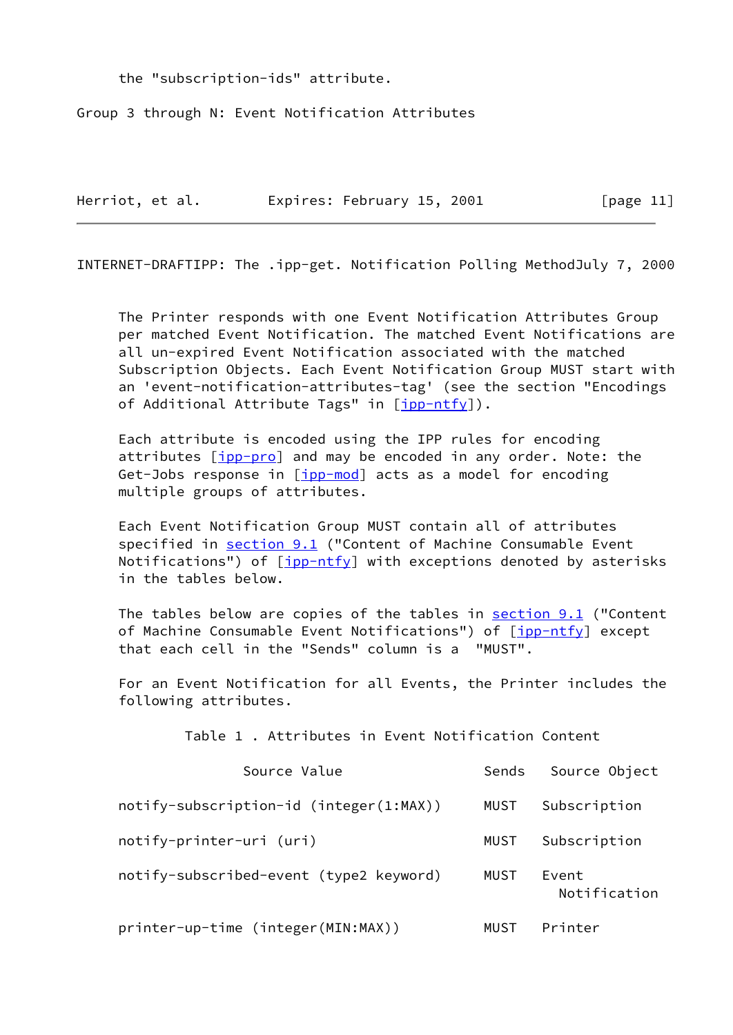the "subscription-ids" attribute.

Group 3 through N: Event Notification Attributes

The Printer responds with one Event Notification Attributes Group per matched Event Notification. The matched Event Notifications are all un-expired Event Notification associated with the matched Subscription Objects. Each Event Notification Group MUST start with an 'event-notification-attributes-tag' (see the section "Encodings of Additional Attribute Tags" in [ipp-ntfy]).

Each attribute is encoded using the IPP rules for encoding attributes [ipp-pro] and may be encoded in any order. Note: the Get-Jobs response in [ipp-mod] acts as a model for encoding multiple groups of attributes.

Each Event Notification Group MUST contain all of attributes specified in section 9.1 ("Content of Machine Consumable Event Notifications") of [ipp-ntfy] with exceptions denoted by asterisks in the tables below.

The tables below are copies of the tables in section 9.1 ("Content of Machine Consumable Event Notifications") of [ipp-ntfy] except that each cell in the "Sends" column is a "MUST".

For an Event Notification for all Events, the Printer includes the following attributes.

Table 1 . Attributes in Event Notification Content

| Source Value | Sends | Source Object |
|---|---|---|
| notify-subscription-id (integer(1:MAX)) | MUST | Subscription |
| notify-printer-uri (uri) | MUST | Subscription |
| notify-subscribed-event (type2 keyword) | MUST | Event Notification |
| printer-up-time (integer(MIN:MAX)) | MUST | Printer |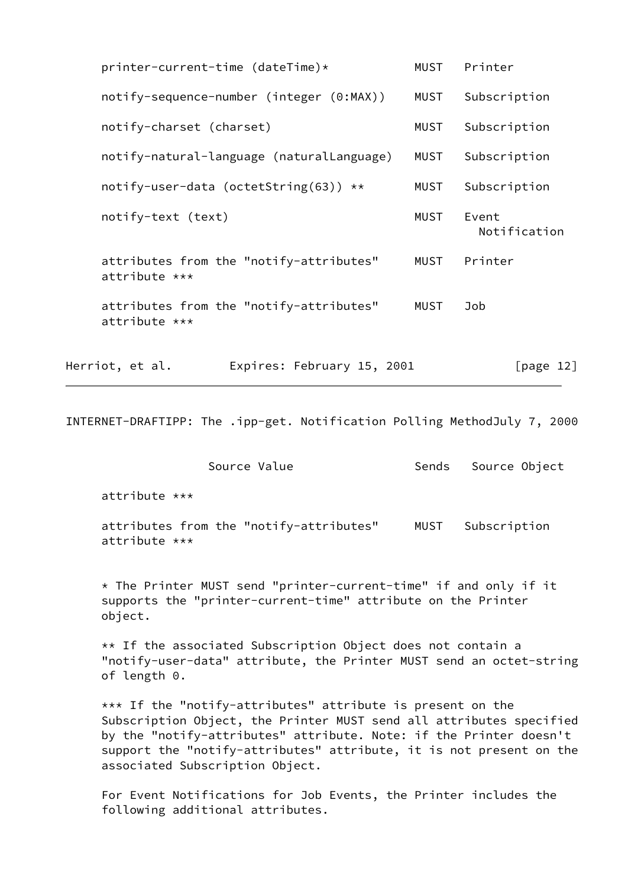| Source Value | Sends | Source Object |
|---|---|---|
| printer-current-time (dateTime)* | MUST | Printer |
| notify-sequence-number (integer (0:MAX)) | MUST | Subscription |
| notify-charset (charset) | MUST | Subscription |
| notify-natural-language (naturalLanguage) | MUST | Subscription |
| notify-user-data (octetString(63)) ** | MUST | Subscription |
| notify-text (text) | MUST | Event Notification |
| attributes from the "notify-attributes" attribute *** | MUST | Printer |
| attributes from the "notify-attributes" attribute *** | MUST | Job |
| attributes from the "notify-attributes" attribute *** | MUST | Subscription |

* The Printer MUST send "printer-current-time" if and only if it supports the "printer-current-time" attribute on the Printer object.

** If the associated Subscription Object does not contain a "notify-user-data" attribute, the Printer MUST send an octet-string of length 0.

*** If the "notify-attributes" attribute is present on the Subscription Object, the Printer MUST send all attributes specified by the "notify-attributes" attribute. Note: if the Printer doesn't support the "notify-attributes" attribute, it is not present on the associated Subscription Object.

For Event Notifications for Job Events, the Printer includes the following additional attributes.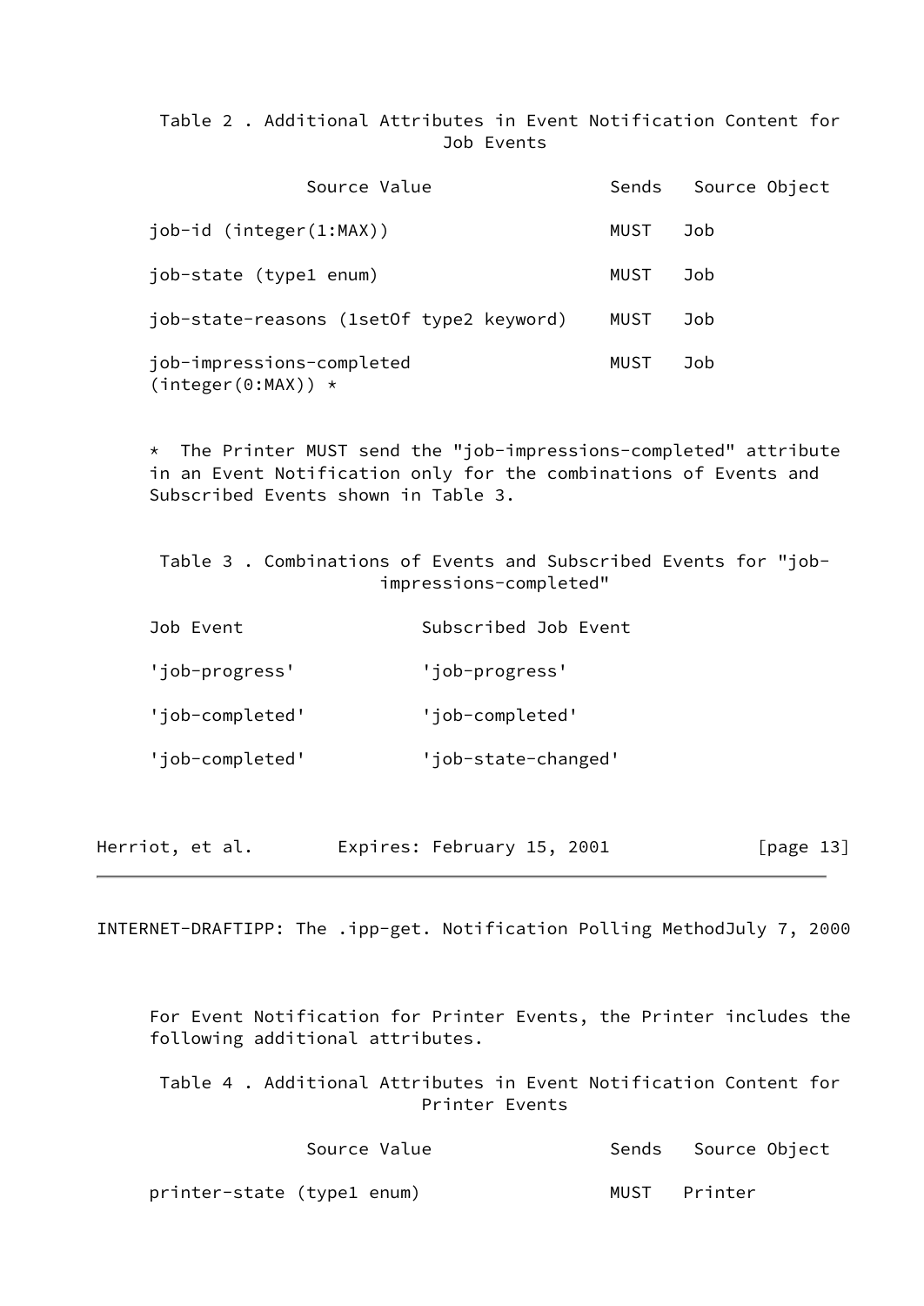Table 2 . Additional Attributes in Event Notification Content for Job Events

| Source Value | Sends | Source Object |
|---|---|---|
| job-id (integer(1:MAX)) | MUST | Job |
| job-state (type1 enum) | MUST | Job |
| job-state-reasons (1setOf type2 keyword) | MUST | Job |
| job-impressions-completed (integer(0:MAX)) * | MUST | Job |

* The Printer MUST send the "job-impressions-completed" attribute in an Event Notification only for the combinations of Events and Subscribed Events shown in Table 3.

Table 3 . Combinations of Events and Subscribed Events for "job-impressions-completed"

| Job Event | Subscribed Job Event |
|---|---|
| 'job-progress' | 'job-progress' |
| 'job-completed' | 'job-completed' |
| 'job-completed' | 'job-state-changed' |

For Event Notification for Printer Events, the Printer includes the following additional attributes.

Table 4 . Additional Attributes in Event Notification Content for Printer Events

| Source Value | Sends | Source Object |
|---|---|---|
| printer-state (type1 enum) | MUST | Printer |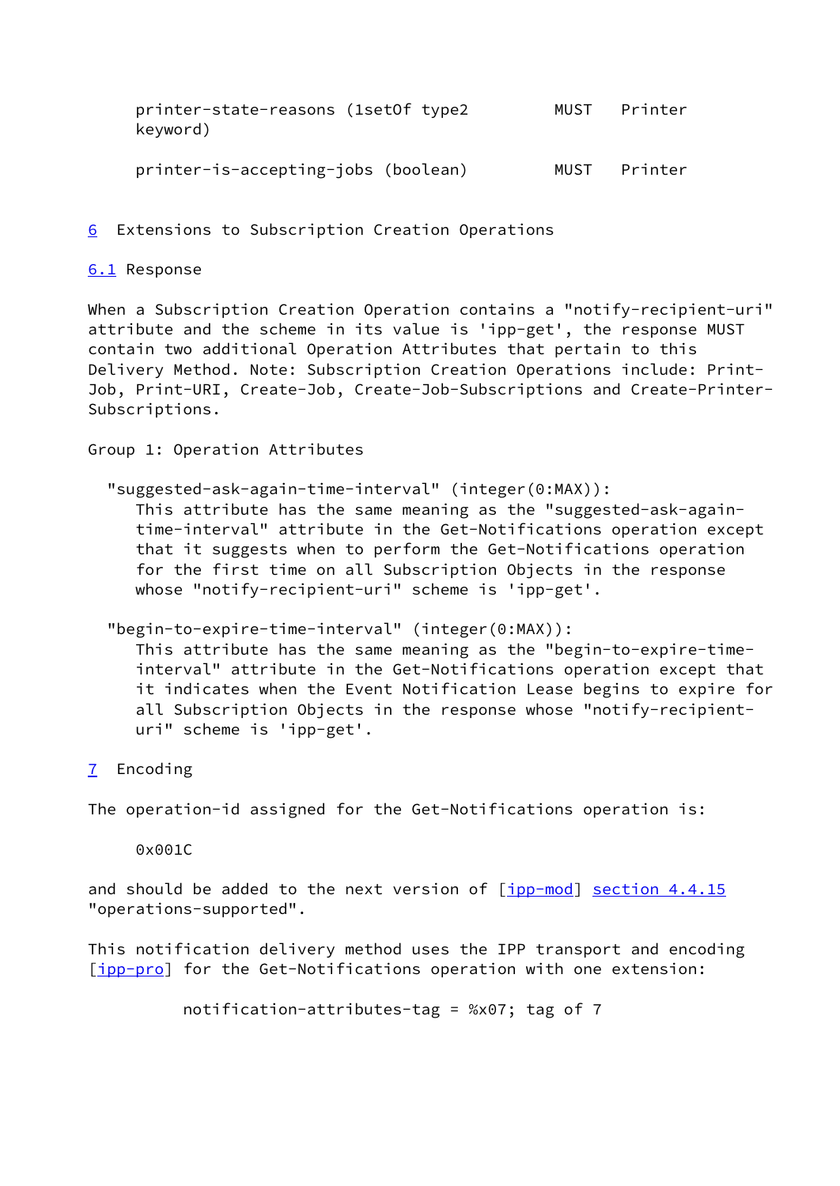| | | |
|---|---|---|
| printer-state-reasons (1setOf type2 keyword) | MUST | Printer |
| printer-is-accepting-jobs (boolean) | MUST | Printer |

## 6 Extensions to Subscription Creation Operations

### 6.1 Response

When a Subscription Creation Operation contains a "notify-recipient-uri" attribute and the scheme in its value is 'ipp-get', the response MUST contain two additional Operation Attributes that pertain to this Delivery Method. Note: Subscription Creation Operations include: Print-Job, Print-URI, Create-Job, Create-Job-Subscriptions and Create-Printer-Subscriptions.

Group 1: Operation Attributes

"suggested-ask-again-time-interval" (integer(0:MAX)):
This attribute has the same meaning as the "suggested-ask-again-time-interval" attribute in the Get-Notifications operation except that it suggests when to perform the Get-Notifications operation for the first time on all Subscription Objects in the response whose "notify-recipient-uri" scheme is 'ipp-get'.

"begin-to-expire-time-interval" (integer(0:MAX)):
This attribute has the same meaning as the "begin-to-expire-time-interval" attribute in the Get-Notifications operation except that it indicates when the Event Notification Lease begins to expire for all Subscription Objects in the response whose "notify-recipient-uri" scheme is 'ipp-get'.

## 7 Encoding

The operation-id assigned for the Get-Notifications operation is:

0x001C

and should be added to the next version of [ipp-mod] section 4.4.15 "operations-supported".

This notification delivery method uses the IPP transport and encoding [ipp-pro] for the Get-Notifications operation with one extension:

```
notification-attributes-tag = %x07; tag of 7
```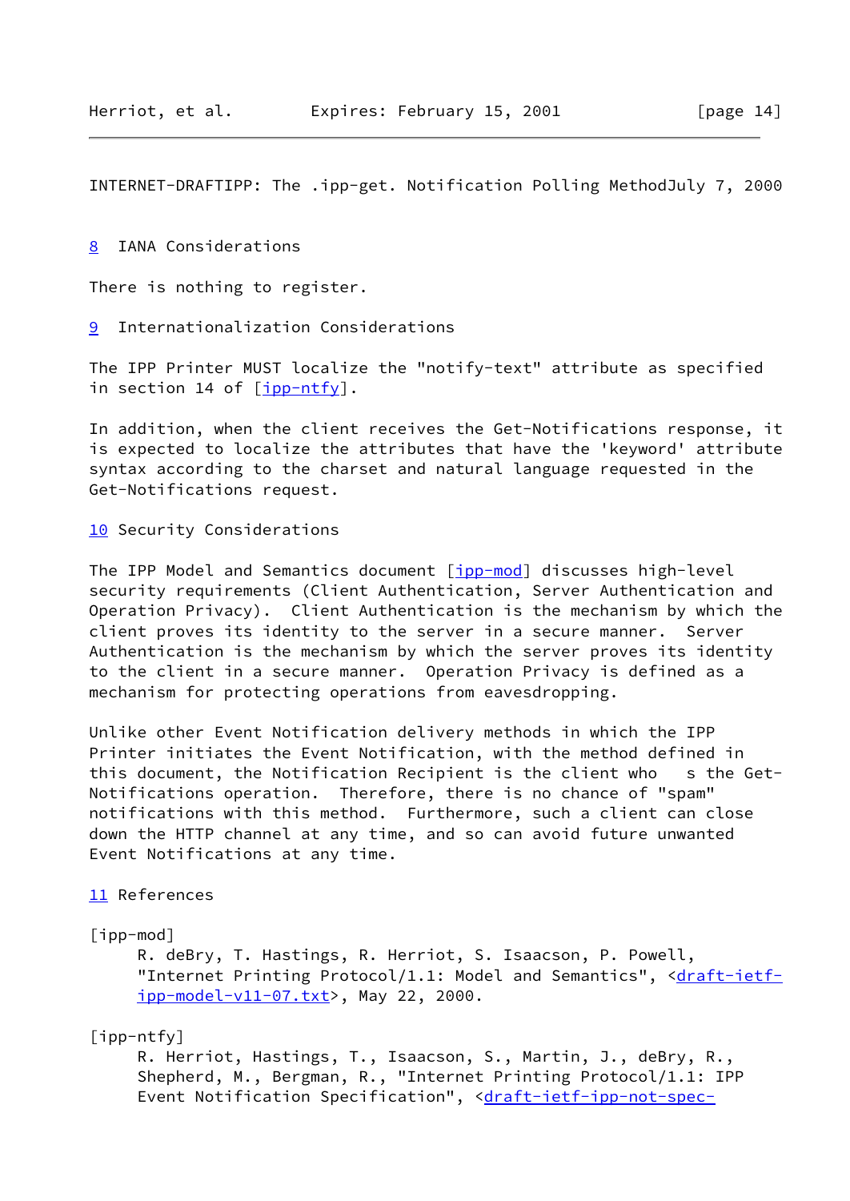## 8 IANA Considerations

There is nothing to register.

## 9 Internationalization Considerations

The IPP Printer MUST localize the "notify-text" attribute as specified in section 14 of [ipp-ntfy].

In addition, when the client receives the Get-Notifications response, it is expected to localize the attributes that have the 'keyword' attribute syntax according to the charset and natural language requested in the Get-Notifications request.

## 10 Security Considerations

The IPP Model and Semantics document [ipp-mod] discusses high-level security requirements (Client Authentication, Server Authentication and Operation Privacy). Client Authentication is the mechanism by which the client proves its identity to the server in a secure manner. Server Authentication is the mechanism by which the server proves its identity to the client in a secure manner. Operation Privacy is defined as a mechanism for protecting operations from eavesdropping.

Unlike other Event Notification delivery methods in which the IPP Printer initiates the Event Notification, with the method defined in this document, the Notification Recipient is the client who s the Get-Notifications operation. Therefore, there is no chance of "spam" notifications with this method. Furthermore, such a client can close down the HTTP channel at any time, and so can avoid future unwanted Event Notifications at any time.

## 11 References

[ipp-mod]
R. deBry, T. Hastings, R. Herriot, S. Isaacson, P. Powell, "Internet Printing Protocol/1.1: Model and Semantics", <draft-ietf-ipp-model-v11-07.txt>, May 22, 2000.

[ipp-ntfy]
R. Herriot, Hastings, T., Isaacson, S., Martin, J., deBry, R., Shepherd, M., Bergman, R., "Internet Printing Protocol/1.1: IPP Event Notification Specification", <draft-ietf-ipp-not-spec-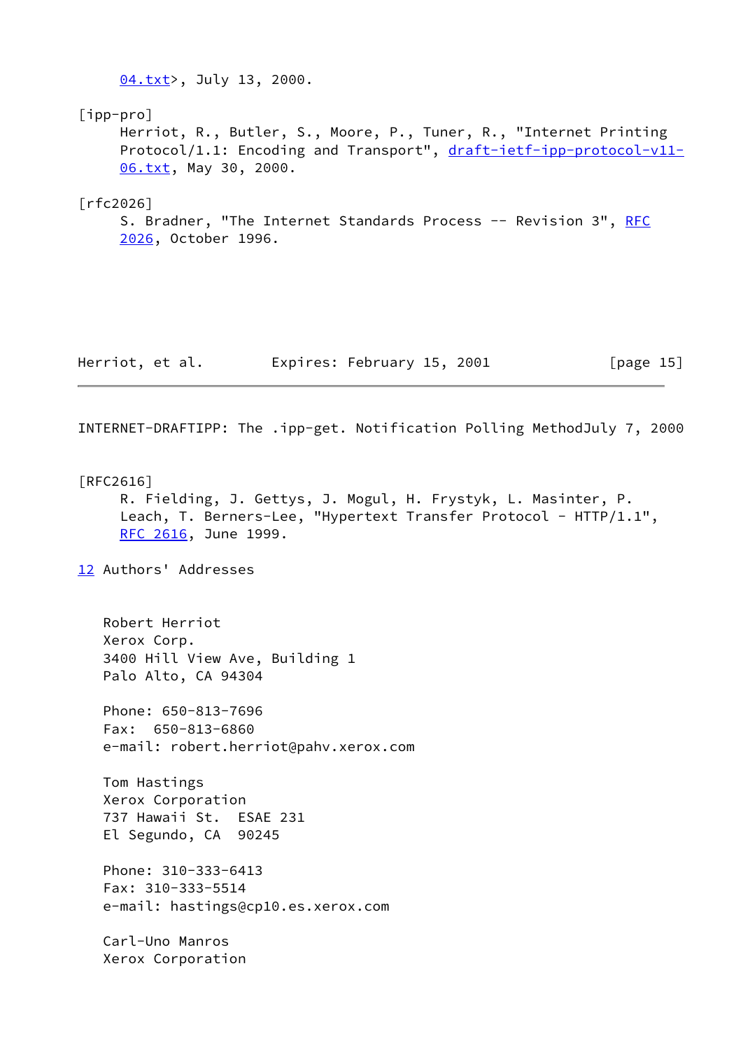04.txt>, July 13, 2000.

[ipp-pro]
Herriot, R., Butler, S., Moore, P., Tuner, R., "Internet Printing Protocol/1.1: Encoding and Transport", draft-ietf-ipp-protocol-v11-06.txt, May 30, 2000.

[rfc2026]
S. Bradner, "The Internet Standards Process -- Revision 3", RFC 2026, October 1996.

[RFC2616]
R. Fielding, J. Gettys, J. Mogul, H. Frystyk, L. Masinter, P. Leach, T. Berners-Lee, "Hypertext Transfer Protocol - HTTP/1.1", RFC 2616, June 1999.

## 12 Authors' Addresses

Robert Herriot
Xerox Corp.
3400 Hill View Ave, Building 1
Palo Alto, CA 94304

Phone: 650-813-7696
Fax: 650-813-6860
e-mail: robert.herriot@pahv.xerox.com

Tom Hastings
Xerox Corporation
737 Hawaii St. ESAE 231
El Segundo, CA 90245

Phone: 310-333-6413
Fax: 310-333-5514
e-mail: hastings@cp10.es.xerox.com

Carl-Uno Manros
Xerox Corporation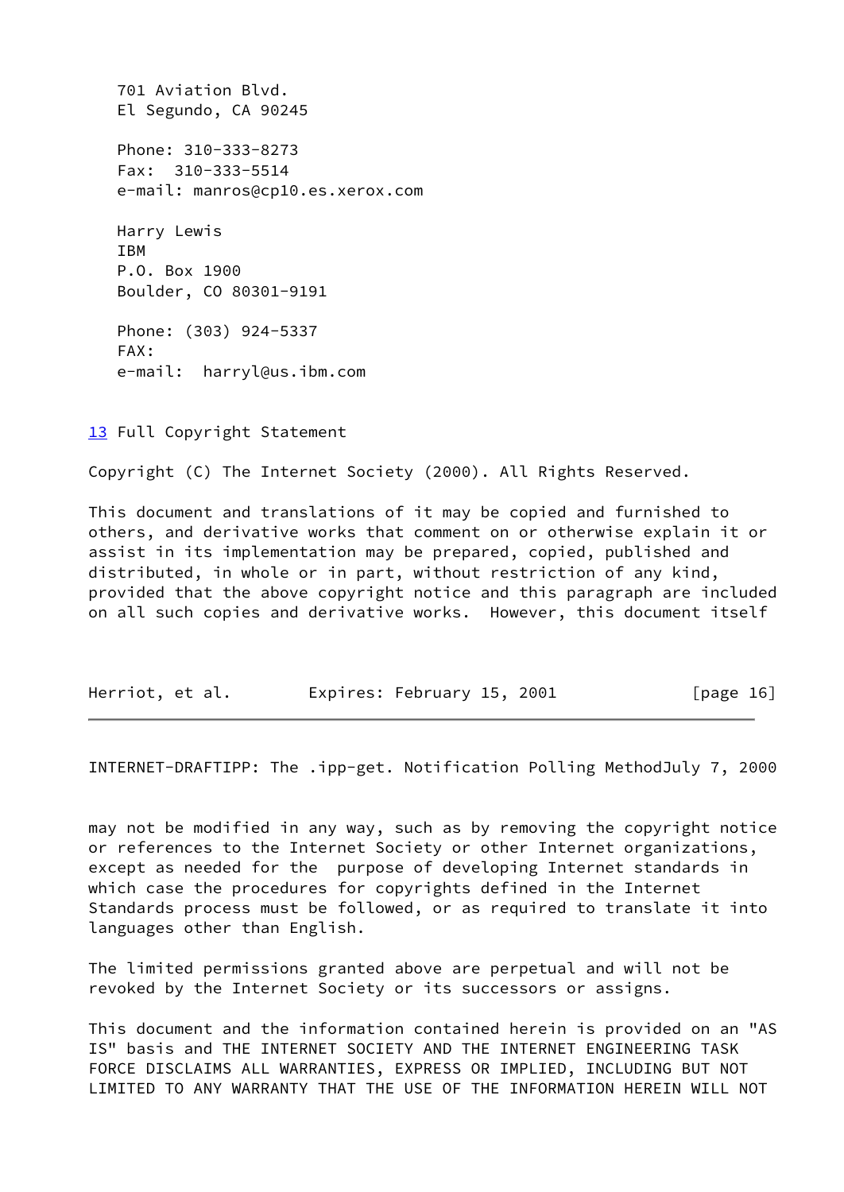701 Aviation Blvd.
El Segundo, CA 90245

Phone: 310-333-8273
Fax:  310-333-5514
e-mail: manros@cp10.es.xerox.com

Harry Lewis
IBM
P.O. Box 1900
Boulder, CO 80301-9191

Phone: (303) 924-5337
FAX:
e-mail:  harryl@us.ibm.com

## 13 Full Copyright Statement

Copyright (C) The Internet Society (2000). All Rights Reserved.

This document and translations of it may be copied and furnished to others, and derivative works that comment on or otherwise explain it or assist in its implementation may be prepared, copied, published and distributed, in whole or in part, without restriction of any kind, provided that the above copyright notice and this paragraph are included on all such copies and derivative works. However, this document itself may not be modified in any way, such as by removing the copyright notice or references to the Internet Society or other Internet organizations, except as needed for the purpose of developing Internet standards in which case the procedures for copyrights defined in the Internet Standards process must be followed, or as required to translate it into languages other than English.

The limited permissions granted above are perpetual and will not be revoked by the Internet Society or its successors or assigns.

This document and the information contained herein is provided on an "AS IS" basis and THE INTERNET SOCIETY AND THE INTERNET ENGINEERING TASK FORCE DISCLAIMS ALL WARRANTIES, EXPRESS OR IMPLIED, INCLUDING BUT NOT LIMITED TO ANY WARRANTY THAT THE USE OF THE INFORMATION HEREIN WILL NOT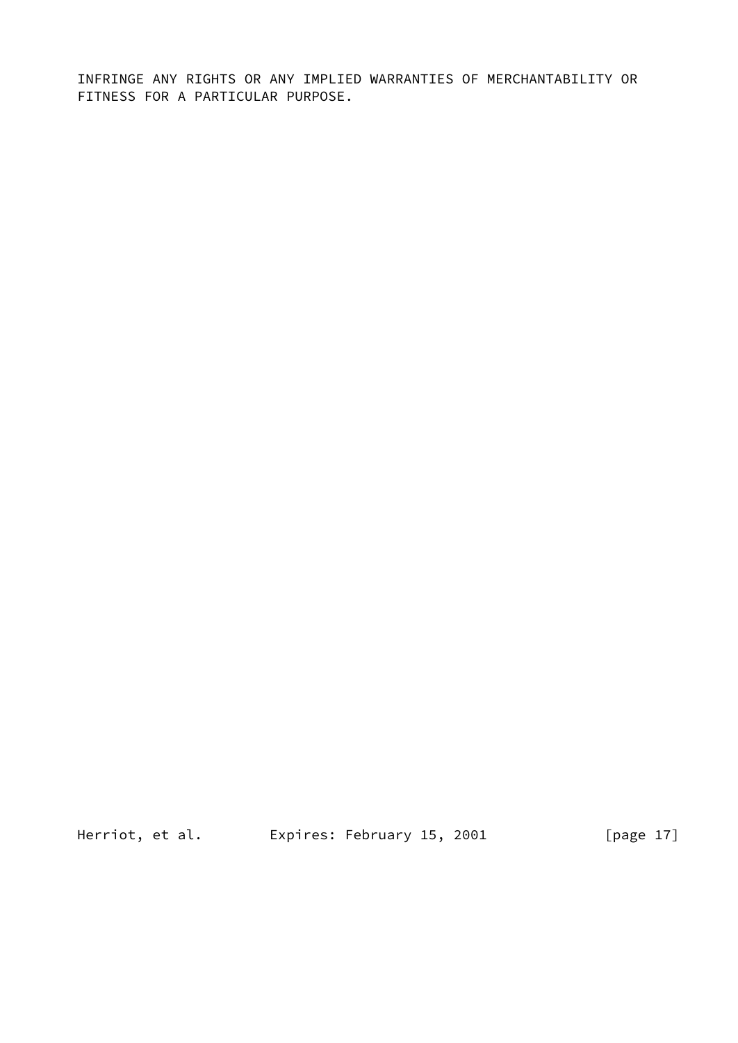INFRINGE ANY RIGHTS OR ANY IMPLIED WARRANTIES OF MERCHANTABILITY OR FITNESS FOR A PARTICULAR PURPOSE.